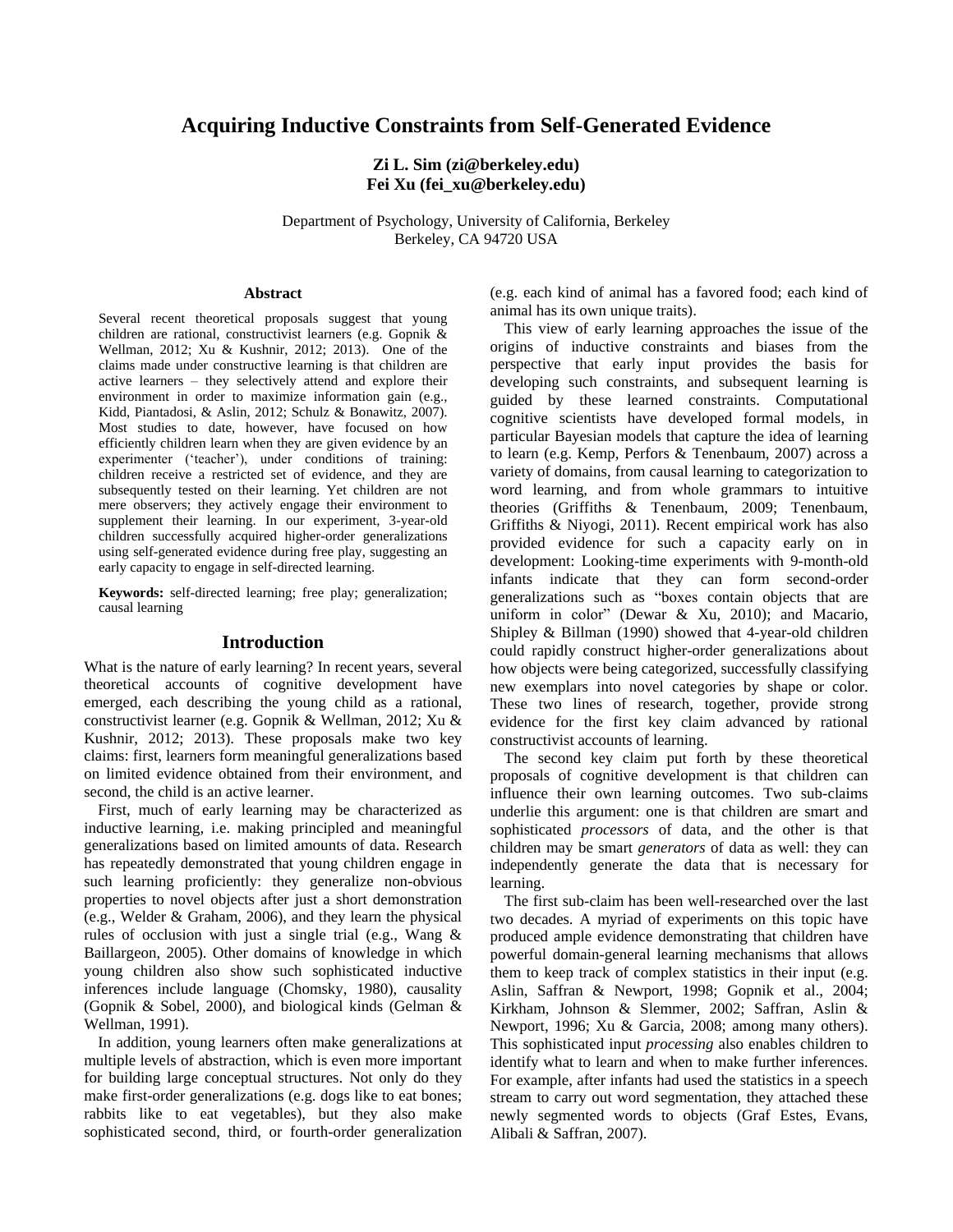# Acquiring Inductive Constraints from Self-Generated Evidence

**Zi L. Sim (zi@berkeley.edu)**
**Fei Xu (fei_xu@berkeley.edu)**

Department of Psychology, University of California, Berkeley
Berkeley, CA 94720 USA

## Abstract

Several recent theoretical proposals suggest that young children are rational, constructivist learners (e.g. Gopnik & Wellman, 2012; Xu & Kushnir, 2012; 2013). One of the claims made under constructive learning is that children are active learners – they selectively attend and explore their environment in order to maximize information gain (e.g., Kidd, Piantadosi, & Aslin, 2012; Schulz & Bonawitz, 2007). Most studies to date, however, have focused on how efficiently children learn when they are given evidence by an experimenter ('teacher'), under conditions of training: children receive a restricted set of evidence, and they are subsequently tested on their learning. Yet children are not mere observers; they actively engage their environment to supplement their learning. In our experiment, 3-year-old children successfully acquired higher-order generalizations using self-generated evidence during free play, suggesting an early capacity to engage in self-directed learning.

**Keywords:** self-directed learning; free play; generalization; causal learning

## Introduction

What is the nature of early learning? In recent years, several theoretical accounts of cognitive development have emerged, each describing the young child as a rational, constructivist learner (e.g. Gopnik & Wellman, 2012; Xu & Kushnir, 2012; 2013). These proposals make two key claims: first, learners form meaningful generalizations based on limited evidence obtained from their environment, and second, the child is an active learner.

First, much of early learning may be characterized as inductive learning, i.e. making principled and meaningful generalizations based on limited amounts of data. Research has repeatedly demonstrated that young children engage in such learning proficiently: they generalize non-obvious properties to novel objects after just a short demonstration (e.g., Welder & Graham, 2006), and they learn the physical rules of occlusion with just a single trial (e.g., Wang & Baillargeon, 2005). Other domains of knowledge in which young children also show such sophisticated inductive inferences include language (Chomsky, 1980), causality (Gopnik & Sobel, 2000), and biological kinds (Gelman & Wellman, 1991).

In addition, young learners often make generalizations at multiple levels of abstraction, which is even more important for building large conceptual structures. Not only do they make first-order generalizations (e.g. dogs like to eat bones; rabbits like to eat vegetables), but they also make sophisticated second, third, or fourth-order generalization (e.g. each kind of animal has a favored food; each kind of animal has its own unique traits).

This view of early learning approaches the issue of the origins of inductive constraints and biases from the perspective that early input provides the basis for developing such constraints, and subsequent learning is guided by these learned constraints. Computational cognitive scientists have developed formal models, in particular Bayesian models that capture the idea of learning to learn (e.g. Kemp, Perfors & Tenenbaum, 2007) across a variety of domains, from causal learning to categorization to word learning, and from whole grammars to intuitive theories (Griffiths & Tenenbaum, 2009; Tenenbaum, Griffiths & Niyogi, 2011). Recent empirical work has also provided evidence for such a capacity early on in development: Looking-time experiments with 9-month-old infants indicate that they can form second-order generalizations such as "boxes contain objects that are uniform in color" (Dewar & Xu, 2010); and Macario, Shipley & Billman (1990) showed that 4-year-old children could rapidly construct higher-order generalizations about how objects were being categorized, successfully classifying new exemplars into novel categories by shape or color. These two lines of research, together, provide strong evidence for the first key claim advanced by rational constructivist accounts of learning.

The second key claim put forth by these theoretical proposals of cognitive development is that children can influence their own learning outcomes. Two sub-claims underlie this argument: one is that children are smart and sophisticated *processors* of data, and the other is that children may be smart *generators* of data as well: they can independently generate the data that is necessary for learning.

The first sub-claim has been well-researched over the last two decades. A myriad of experiments on this topic have produced ample evidence demonstrating that children have powerful domain-general learning mechanisms that allows them to keep track of complex statistics in their input (e.g. Aslin, Saffran & Newport, 1998; Gopnik et al., 2004; Kirkham, Johnson & Slemmer, 2002; Saffran, Aslin & Newport, 1996; Xu & Garcia, 2008; among many others). This sophisticated input *processing* also enables children to identify what to learn and when to make further inferences. For example, after infants had used the statistics in a speech stream to carry out word segmentation, they attached these newly segmented words to objects (Graf Estes, Evans, Alibali & Saffran, 2007).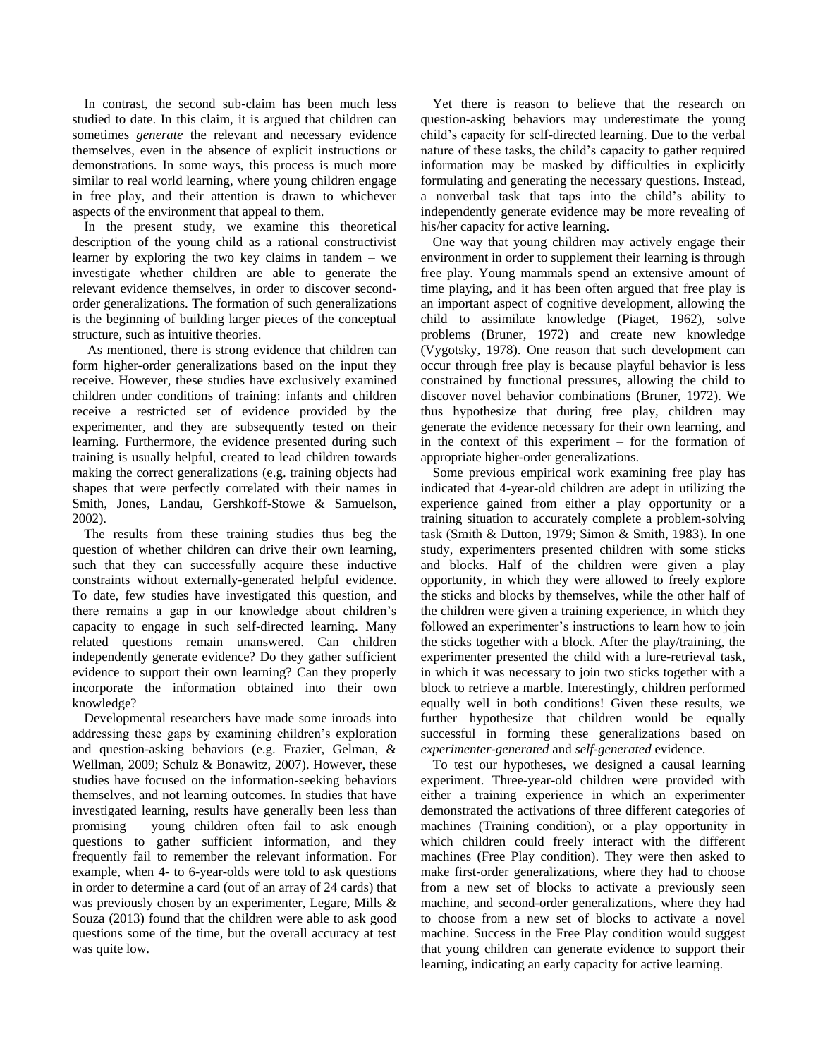In contrast, the second sub-claim has been much less studied to date. In this claim, it is argued that children can sometimes *generate* the relevant and necessary evidence themselves, even in the absence of explicit instructions or demonstrations. In some ways, this process is much more similar to real world learning, where young children engage in free play, and their attention is drawn to whichever aspects of the environment that appeal to them.

In the present study, we examine this theoretical description of the young child as a rational constructivist learner by exploring the two key claims in tandem – we investigate whether children are able to generate the relevant evidence themselves, in order to discover second-order generalizations. The formation of such generalizations is the beginning of building larger pieces of the conceptual structure, such as intuitive theories.

As mentioned, there is strong evidence that children can form higher-order generalizations based on the input they receive. However, these studies have exclusively examined children under conditions of training: infants and children receive a restricted set of evidence provided by the experimenter, and they are subsequently tested on their learning. Furthermore, the evidence presented during such training is usually helpful, created to lead children towards making the correct generalizations (e.g. training objects had shapes that were perfectly correlated with their names in Smith, Jones, Landau, Gershkoff-Stowe & Samuelson, 2002).

The results from these training studies thus beg the question of whether children can drive their own learning, such that they can successfully acquire these inductive constraints without externally-generated helpful evidence. To date, few studies have investigated this question, and there remains a gap in our knowledge about children's capacity to engage in such self-directed learning. Many related questions remain unanswered. Can children independently generate evidence? Do they gather sufficient evidence to support their own learning? Can they properly incorporate the information obtained into their own knowledge?

Developmental researchers have made some inroads into addressing these gaps by examining children's exploration and question-asking behaviors (e.g. Frazier, Gelman, & Wellman, 2009; Schulz & Bonawitz, 2007). However, these studies have focused on the information-seeking behaviors themselves, and not learning outcomes. In studies that have investigated learning, results have generally been less than promising – young children often fail to ask enough questions to gather sufficient information, and they frequently fail to remember the relevant information. For example, when 4- to 6-year-olds were told to ask questions in order to determine a card (out of an array of 24 cards) that was previously chosen by an experimenter, Legare, Mills & Souza (2013) found that the children were able to ask good questions some of the time, but the overall accuracy at test was quite low.

Yet there is reason to believe that the research on question-asking behaviors may underestimate the young child's capacity for self-directed learning. Due to the verbal nature of these tasks, the child's capacity to gather required information may be masked by difficulties in explicitly formulating and generating the necessary questions. Instead, a nonverbal task that taps into the child's ability to independently generate evidence may be more revealing of his/her capacity for active learning.

One way that young children may actively engage their environment in order to supplement their learning is through free play. Young mammals spend an extensive amount of time playing, and it has been often argued that free play is an important aspect of cognitive development, allowing the child to assimilate knowledge (Piaget, 1962), solve problems (Bruner, 1972) and create new knowledge (Vygotsky, 1978). One reason that such development can occur through free play is because playful behavior is less constrained by functional pressures, allowing the child to discover novel behavior combinations (Bruner, 1972). We thus hypothesize that during free play, children may generate the evidence necessary for their own learning, and in the context of this experiment – for the formation of appropriate higher-order generalizations.

Some previous empirical work examining free play has indicated that 4-year-old children are adept in utilizing the experience gained from either a play opportunity or a training situation to accurately complete a problem-solving task (Smith & Dutton, 1979; Simon & Smith, 1983). In one study, experimenters presented children with some sticks and blocks. Half of the children were given a play opportunity, in which they were allowed to freely explore the sticks and blocks by themselves, while the other half of the children were given a training experience, in which they followed an experimenter's instructions to learn how to join the sticks together with a block. After the play/training, the experimenter presented the child with a lure-retrieval task, in which it was necessary to join two sticks together with a block to retrieve a marble. Interestingly, children performed equally well in both conditions! Given these results, we further hypothesize that children would be equally successful in forming these generalizations based on *experimenter-generated* and *self-generated* evidence.

To test our hypotheses, we designed a causal learning experiment. Three-year-old children were provided with either a training experience in which an experimenter demonstrated the activations of three different categories of machines (Training condition), or a play opportunity in which children could freely interact with the different machines (Free Play condition). They were then asked to make first-order generalizations, where they had to choose from a new set of blocks to activate a previously seen machine, and second-order generalizations, where they had to choose from a new set of blocks to activate a novel machine. Success in the Free Play condition would suggest that young children can generate evidence to support their learning, indicating an early capacity for active learning.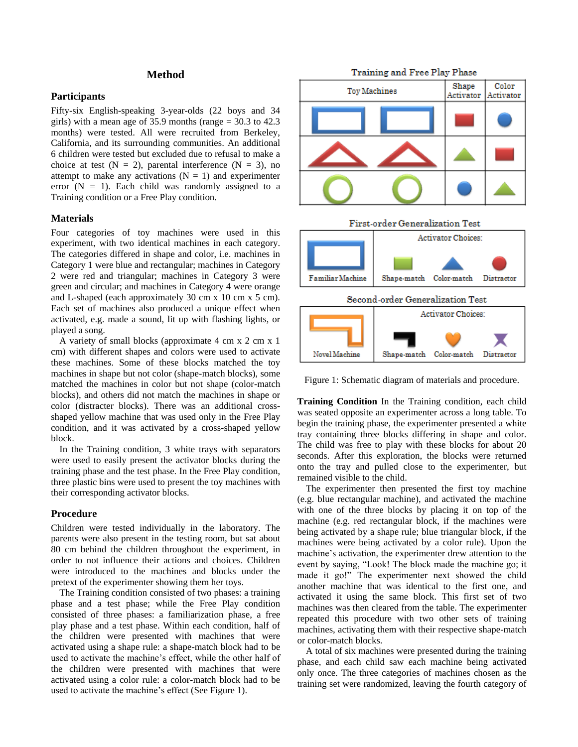## Method

### Participants

Fifty-six English-speaking 3-year-olds (22 boys and 34 girls) with a mean age of 35.9 months (range = 30.3 to 42.3 months) were tested. All were recruited from Berkeley, California, and its surrounding communities. An additional 6 children were tested but excluded due to refusal to make a choice at test (N = 2), parental interference (N = 3), no attempt to make any activations (N = 1) and experimenter error (N = 1). Each child was randomly assigned to a Training condition or a Free Play condition.

### Materials

Four categories of toy machines were used in this experiment, with two identical machines in each category. The categories differed in shape and color, i.e. machines in Category 1 were blue and rectangular; machines in Category 2 were red and triangular; machines in Category 3 were green and circular; and machines in Category 4 were orange and L-shaped (each approximately 30 cm x 10 cm x 5 cm). Each set of machines also produced a unique effect when activated, e.g. made a sound, lit up with flashing lights, or played a song.

A variety of small blocks (approximate 4 cm x 2 cm x 1 cm) with different shapes and colors were used to activate these machines. Some of these blocks matched the toy machines in shape but not color (shape-match blocks), some matched the machines in color but not shape (color-match blocks), and others did not match the machines in shape or color (distracter blocks). There was an additional cross-shaped yellow machine that was used only in the Free Play condition, and it was activated by a cross-shaped yellow block.

In the Training condition, 3 white trays with separators were used to easily present the activator blocks during the training phase and the test phase. In the Free Play condition, three plastic bins were used to present the toy machines with their corresponding activator blocks.

### Procedure

Children were tested individually in the laboratory. The parents were also present in the testing room, but sat about 80 cm behind the children throughout the experiment, in order to not influence their actions and choices. Children were introduced to the machines and blocks under the pretext of the experimenter showing them her toys.

The Training condition consisted of two phases: a training phase and a test phase; while the Free Play condition consisted of three phases: a familiarization phase, a free play phase and a test phase. Within each condition, half of the children were presented with machines that were activated using a shape rule: a shape-match block had to be used to activate the machine's effect, while the other half of the children were presented with machines that were activated using a color rule: a color-match block had to be used to activate the machine's effect (See Figure 1).

Training and Free Play Phase

| Toy Machines | | Shape Activator | Color Activator |
|---|---|---|---|
| | | | |
| | | | |
| | | | |

First-order Generalization Test

| Familiar Machine | Activator Choices: Shape-match | Color-match | Distractor |
|---|---|---|---|

Second-order Generalization Test

| Novel Machine | Activator Choices: Shape-match | Color-match | Distractor |
|---|---|---|---|

Figure 1: Schematic diagram of materials and procedure.

**Training Condition** In the Training condition, each child was seated opposite an experimenter across a long table. To begin the training phase, the experimenter presented a white tray containing three blocks differing in shape and color. The child was free to play with these blocks for about 20 seconds. After this exploration, the blocks were returned onto the tray and pulled close to the experimenter, but remained visible to the child.

The experimenter then presented the first toy machine (e.g. blue rectangular machine), and activated the machine with one of the three blocks by placing it on top of the machine (e.g. red rectangular block, if the machines were being activated by a shape rule; blue triangular block, if the machines were being activated by a color rule). Upon the machine's activation, the experimenter drew attention to the event by saying, "Look! The block made the machine go; it made it go!" The experimenter next showed the child another machine that was identical to the first one, and activated it using the same block. This first set of two machines was then cleared from the table. The experimenter repeated this procedure with two other sets of training machines, activating them with their respective shape-match or color-match blocks.

A total of six machines were presented during the training phase, and each child saw each machine being activated only once. The three categories of machines chosen as the training set were randomized, leaving the fourth category of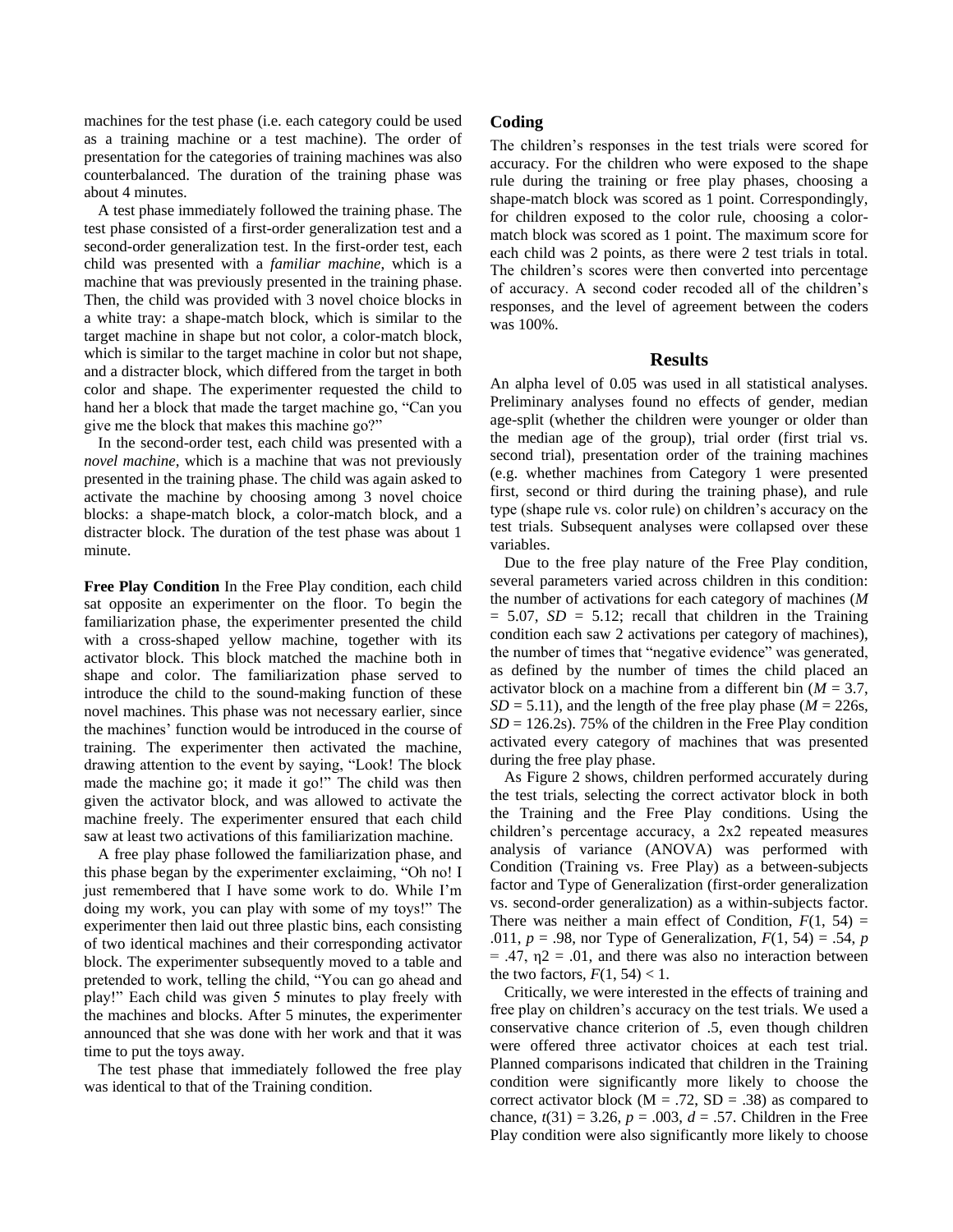machines for the test phase (i.e. each category could be used as a training machine or a test machine). The order of presentation for the categories of training machines was also counterbalanced. The duration of the training phase was about 4 minutes.

A test phase immediately followed the training phase. The test phase consisted of a first-order generalization test and a second-order generalization test. In the first-order test, each child was presented with a *familiar machine*, which is a machine that was previously presented in the training phase. Then, the child was provided with 3 novel choice blocks in a white tray: a shape-match block, which is similar to the target machine in shape but not color, a color-match block, which is similar to the target machine in color but not shape, and a distracter block, which differed from the target in both color and shape. The experimenter requested the child to hand her a block that made the target machine go, "Can you give me the block that makes this machine go?"

In the second-order test, each child was presented with a *novel machine*, which is a machine that was not previously presented in the training phase. The child was again asked to activate the machine by choosing among 3 novel choice blocks: a shape-match block, a color-match block, and a distracter block. The duration of the test phase was about 1 minute.

**Free Play Condition** In the Free Play condition, each child sat opposite an experimenter on the floor. To begin the familiarization phase, the experimenter presented the child with a cross-shaped yellow machine, together with its activator block. This block matched the machine both in shape and color. The familiarization phase served to introduce the child to the sound-making function of these novel machines. This phase was not necessary earlier, since the machines' function would be introduced in the course of training. The experimenter then activated the machine, drawing attention to the event by saying, "Look! The block made the machine go; it made it go!" The child was then given the activator block, and was allowed to activate the machine freely. The experimenter ensured that each child saw at least two activations of this familiarization machine.

A free play phase followed the familiarization phase, and this phase began by the experimenter exclaiming, "Oh no! I just remembered that I have some work to do. While I'm doing my work, you can play with some of my toys!" The experimenter then laid out three plastic bins, each consisting of two identical machines and their corresponding activator block. The experimenter subsequently moved to a table and pretended to work, telling the child, "You can go ahead and play!" Each child was given 5 minutes to play freely with the machines and blocks. After 5 minutes, the experimenter announced that she was done with her work and that it was time to put the toys away.

The test phase that immediately followed the free play was identical to that of the Training condition.

## Coding

The children's responses in the test trials were scored for accuracy. For the children who were exposed to the shape rule during the training or free play phases, choosing a shape-match block was scored as 1 point. Correspondingly, for children exposed to the color rule, choosing a color-match block was scored as 1 point. The maximum score for each child was 2 points, as there were 2 test trials in total. The children's scores were then converted into percentage of accuracy. A second coder recoded all of the children's responses, and the level of agreement between the coders was 100%.

## Results

An alpha level of 0.05 was used in all statistical analyses. Preliminary analyses found no effects of gender, median age-split (whether the children were younger or older than the median age of the group), trial order (first trial vs. second trial), presentation order of the training machines (e.g. whether machines from Category 1 were presented first, second or third during the training phase), and rule type (shape rule vs. color rule) on children's accuracy on the test trials. Subsequent analyses were collapsed over these variables.

Due to the free play nature of the Free Play condition, several parameters varied across children in this condition: the number of activations for each category of machines ($M = 5.07$, $SD = 5.12$; recall that children in the Training condition each saw 2 activations per category of machines), the number of times that "negative evidence" was generated, as defined by the number of times the child placed an activator block on a machine from a different bin ($M = 3.7$, $SD = 5.11$), and the length of the free play phase ($M = 226$s, $SD = 126.2$s). 75% of the children in the Free Play condition activated every category of machines that was presented during the free play phase.

As Figure 2 shows, children performed accurately during the test trials, selecting the correct activator block in both the Training and the Free Play conditions. Using the children's percentage accuracy, a 2x2 repeated measures analysis of variance (ANOVA) was performed with Condition (Training vs. Free Play) as a between-subjects factor and Type of Generalization (first-order generalization vs. second-order generalization) as a within-subjects factor. There was neither a main effect of Condition, $F(1, 54) = .011$, $p = .98$, nor Type of Generalization, $F(1, 54) = .54$, $p = .47$, $\eta^2 = .01$, and there was also no interaction between the two factors, $F(1, 54) < 1$.

Critically, we were interested in the effects of training and free play on children's accuracy on the test trials. We used a conservative chance criterion of .5, even though children were offered three activator choices at each test trial. Planned comparisons indicated that children in the Training condition were significantly more likely to choose the correct activator block ($M = .72$, $SD = .38$) as compared to chance, $t(31) = 3.26$, $p = .003$, $d = .57$. Children in the Free Play condition were also significantly more likely to choose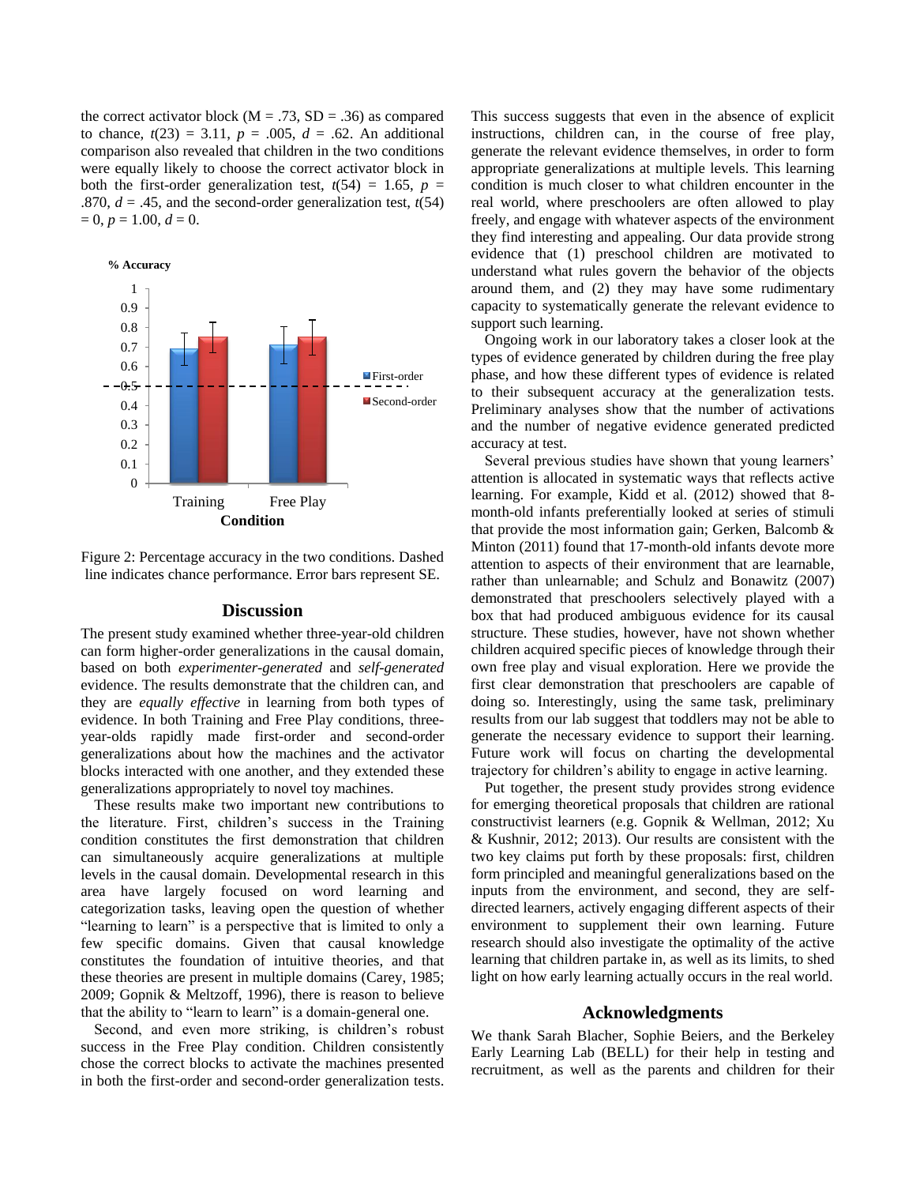the correct activator block (M = .73, SD = .36) as compared to chance, $t(23) = 3.11$, $p = .005$, $d = .62$. An additional comparison also revealed that children in the two conditions were equally likely to choose the correct activator block in both the first-order generalization test, $t(54) = 1.65$, $p = .870$, $d = .45$, and the second-order generalization test, $t(54) = 0$, $p = 1.00$, $d = 0$.

Figure 2: Percentage accuracy in the two conditions. Dashed line indicates chance performance. Error bars represent SE.

## Discussion

The present study examined whether three-year-old children can form higher-order generalizations in the causal domain, based on both *experimenter-generated* and *self-generated* evidence. The results demonstrate that the children can, and they are *equally effective* in learning from both types of evidence. In both Training and Free Play conditions, three-year-olds rapidly made first-order and second-order generalizations about how the machines and the activator blocks interacted with one another, and they extended these generalizations appropriately to novel toy machines.

These results make two important new contributions to the literature. First, children's success in the Training condition constitutes the first demonstration that children can simultaneously acquire generalizations at multiple levels in the causal domain. Developmental research in this area have largely focused on word learning and categorization tasks, leaving open the question of whether "learning to learn" is a perspective that is limited to only a few specific domains. Given that causal knowledge constitutes the foundation of intuitive theories, and that these theories are present in multiple domains (Carey, 1985; 2009; Gopnik & Meltzoff, 1996), there is reason to believe that the ability to "learn to learn" is a domain-general one.

Second, and even more striking, is children's robust success in the Free Play condition. Children consistently chose the correct blocks to activate the machines presented in both the first-order and second-order generalization tests. This success suggests that even in the absence of explicit instructions, children can, in the course of free play, generate the relevant evidence themselves, in order to form appropriate generalizations at multiple levels. This learning condition is much closer to what children encounter in the real world, where preschoolers are often allowed to play freely, and engage with whatever aspects of the environment they find interesting and appealing. Our data provide strong evidence that (1) preschool children are motivated to understand what rules govern the behavior of the objects around them, and (2) they may have some rudimentary capacity to systematically generate the relevant evidence to support such learning.

Ongoing work in our laboratory takes a closer look at the types of evidence generated by children during the free play phase, and how these different types of evidence is related to their subsequent accuracy at the generalization tests. Preliminary analyses show that the number of activations and the number of negative evidence generated predicted accuracy at test.

Several previous studies have shown that young learners' attention is allocated in systematic ways that reflects active learning. For example, Kidd et al. (2012) showed that 8-month-old infants preferentially looked at series of stimuli that provide the most information gain; Gerken, Balcomb & Minton (2011) found that 17-month-old infants devote more attention to aspects of their environment that are learnable, rather than unlearnable; and Schulz and Bonawitz (2007) demonstrated that preschoolers selectively played with a box that had produced ambiguous evidence for its causal structure. These studies, however, have not shown whether children acquired specific pieces of knowledge through their own free play and visual exploration. Here we provide the first clear demonstration that preschoolers are capable of doing so. Interestingly, using the same task, preliminary results from our lab suggest that toddlers may not be able to generate the necessary evidence to support their learning. Future work will focus on charting the developmental trajectory for children's ability to engage in active learning.

Put together, the present study provides strong evidence for emerging theoretical proposals that children are rational constructivist learners (e.g. Gopnik & Wellman, 2012; Xu & Kushnir, 2012; 2013). Our results are consistent with the two key claims put forth by these proposals: first, children form principled and meaningful generalizations based on the inputs from the environment, and second, they are self-directed learners, actively engaging different aspects of their environment to supplement their own learning. Future research should also investigate the optimality of the active learning that children partake in, as well as its limits, to shed light on how early learning actually occurs in the real world.

## Acknowledgments

We thank Sarah Blacher, Sophie Beiers, and the Berkeley Early Learning Lab (BELL) for their help in testing and recruitment, as well as the parents and children for their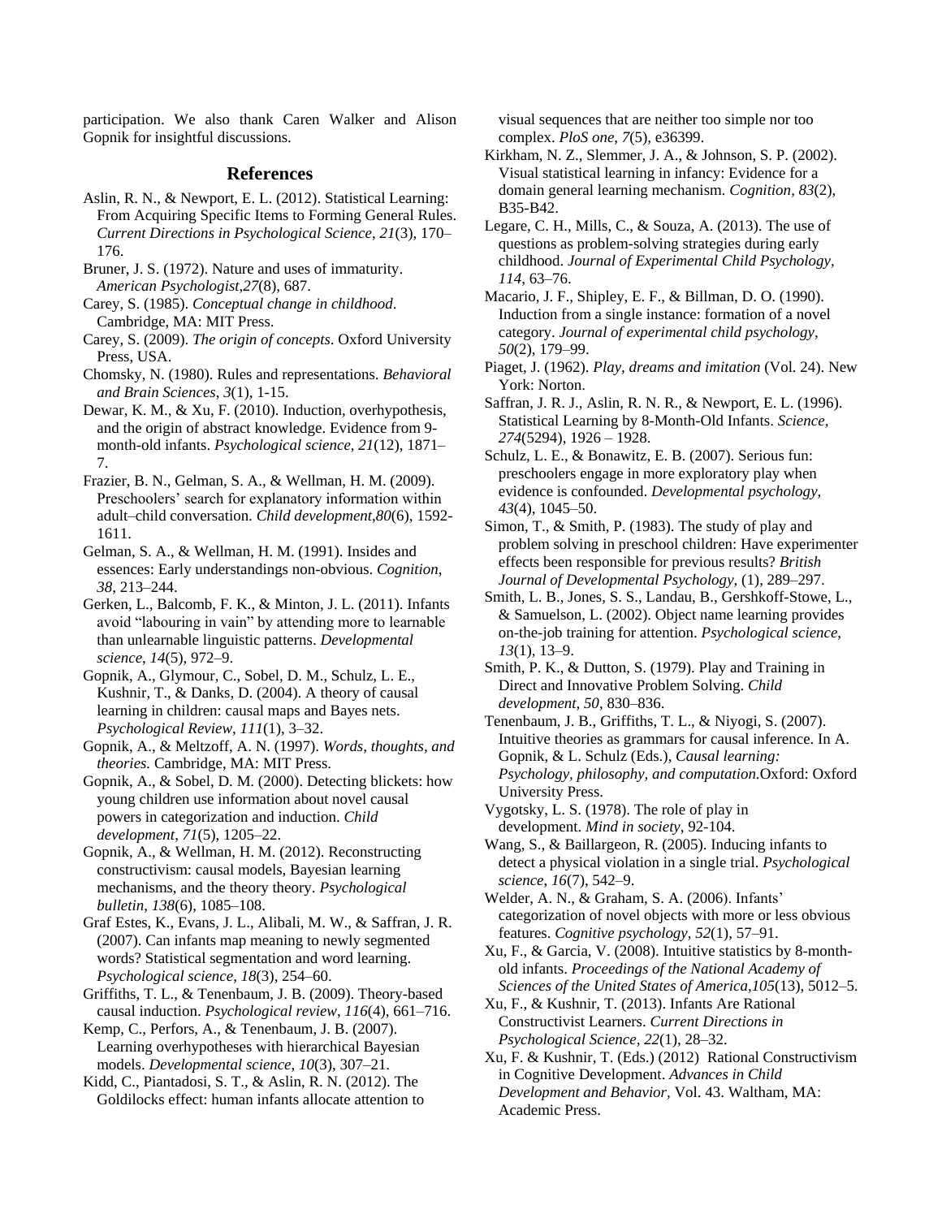participation. We also thank Caren Walker and Alison Gopnik for insightful discussions.

## References

Aslin, R. N., & Newport, E. L. (2012). Statistical Learning: From Acquiring Specific Items to Forming General Rules. *Current Directions in Psychological Science*, *21*(3), 170–176.

Bruner, J. S. (1972). Nature and uses of immaturity. *American Psychologist*,*27*(8), 687.

Carey, S. (1985). *Conceptual change in childhood*. Cambridge, MA: MIT Press.

Carey, S. (2009). *The origin of concepts*. Oxford University Press, USA.

Chomsky, N. (1980). Rules and representations. *Behavioral and Brain Sciences*, *3*(1), 1-15.

Dewar, K. M., & Xu, F. (2010). Induction, overhypothesis, and the origin of abstract knowledge. Evidence from 9-month-old infants. *Psychological science*, *21*(12), 1871–7.

Frazier, B. N., Gelman, S. A., & Wellman, H. M. (2009). Preschoolers' search for explanatory information within adult–child conversation. *Child development*,*80*(6), 1592-1611.

Gelman, S. A., & Wellman, H. M. (1991). Insides and essences: Early understandings non-obvious. *Cognition*, *38*, 213–244.

Gerken, L., Balcomb, F. K., & Minton, J. L. (2011). Infants avoid "labouring in vain" by attending more to learnable than unlearnable linguistic patterns. *Developmental science*, *14*(5), 972–9.

Gopnik, A., Glymour, C., Sobel, D. M., Schulz, L. E., Kushnir, T., & Danks, D. (2004). A theory of causal learning in children: causal maps and Bayes nets. *Psychological Review*, *111*(1), 3–32.

Gopnik, A., & Meltzoff, A. N. (1997). *Words, thoughts, and theories.* Cambridge, MA: MIT Press.

Gopnik, A., & Sobel, D. M. (2000). Detecting blickets: how young children use information about novel causal powers in categorization and induction. *Child development*, *71*(5), 1205–22.

Gopnik, A., & Wellman, H. M. (2012). Reconstructing constructivism: causal models, Bayesian learning mechanisms, and the theory theory. *Psychological bulletin*, *138*(6), 1085–108.

Graf Estes, K., Evans, J. L., Alibali, M. W., & Saffran, J. R. (2007). Can infants map meaning to newly segmented words? Statistical segmentation and word learning. *Psychological science*, *18*(3), 254–60.

Griffiths, T. L., & Tenenbaum, J. B. (2009). Theory-based causal induction. *Psychological review*, *116*(4), 661–716.

Kemp, C., Perfors, A., & Tenenbaum, J. B. (2007). Learning overhypotheses with hierarchical Bayesian models. *Developmental science*, *10*(3), 307–21.

Kidd, C., Piantadosi, S. T., & Aslin, R. N. (2012). The Goldilocks effect: human infants allocate attention to visual sequences that are neither too simple nor too complex. *PloS one*, *7*(5), e36399.

Kirkham, N. Z., Slemmer, J. A., & Johnson, S. P. (2002). Visual statistical learning in infancy: Evidence for a domain general learning mechanism. *Cognition*, *83*(2), B35-B42.

Legare, C. H., Mills, C., & Souza, A. (2013). The use of questions as problem-solving strategies during early childhood. *Journal of Experimental Child Psychology*, *114*, 63–76.

Macario, J. F., Shipley, E. F., & Billman, D. O. (1990). Induction from a single instance: formation of a novel category. *Journal of experimental child psychology*, *50*(2), 179–99.

Piaget, J. (1962). *Play, dreams and imitation* (Vol. 24). New York: Norton.

Saffran, J. R. J., Aslin, R. N. R., & Newport, E. L. (1996). Statistical Learning by 8-Month-Old Infants. *Science*, *274*(5294), 1926 – 1928.

Schulz, L. E., & Bonawitz, E. B. (2007). Serious fun: preschoolers engage in more exploratory play when evidence is confounded. *Developmental psychology*, *43*(4), 1045–50.

Simon, T., & Smith, P. (1983). The study of play and problem solving in preschool children: Have experimenter effects been responsible for previous results? *British Journal of Developmental Psychology*, (1), 289–297.

Smith, L. B., Jones, S. S., Landau, B., Gershkoff-Stowe, L., & Samuelson, L. (2002). Object name learning provides on-the-job training for attention. *Psychological science*, *13*(1), 13–9.

Smith, P. K., & Dutton, S. (1979). Play and Training in Direct and Innovative Problem Solving. *Child development*, *50*, 830–836.

Tenenbaum, J. B., Griffiths, T. L., & Niyogi, S. (2007). Intuitive theories as grammars for causal inference. In A. Gopnik, & L. Schulz (Eds.), *Causal learning: Psychology, philosophy, and computation*.Oxford: Oxford University Press.

Vygotsky, L. S. (1978). The role of play in development. *Mind in society*, 92-104.

Wang, S., & Baillargeon, R. (2005). Inducing infants to detect a physical violation in a single trial. *Psychological science*, *16*(7), 542–9.

Welder, A. N., & Graham, S. A. (2006). Infants' categorization of novel objects with more or less obvious features. *Cognitive psychology*, *52*(1), 57–91.

Xu, F., & Garcia, V. (2008). Intuitive statistics by 8-month-old infants. *Proceedings of the National Academy of Sciences of the United States of America*,*105*(13), 5012–5.

Xu, F., & Kushnir, T. (2013). Infants Are Rational Constructivist Learners. *Current Directions in Psychological Science*, *22*(1), 28–32.

Xu, F. & Kushnir, T. (Eds.) (2012) Rational Constructivism in Cognitive Development. *Advances in Child Development and Behavior*, Vol. 43. Waltham, MA: Academic Press.